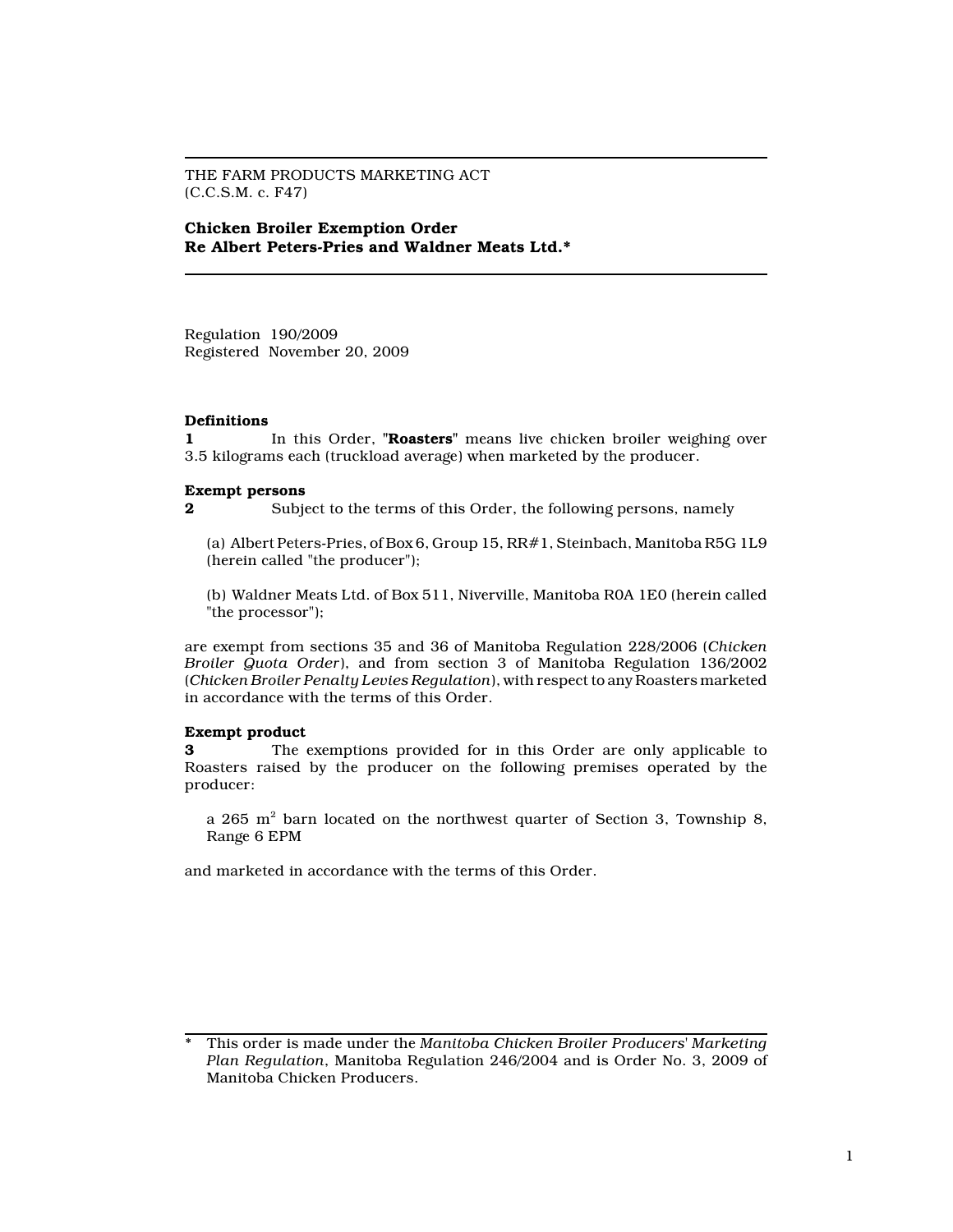THE FARM PRODUCTS MARKETING ACT
(C.C.S.M. c. F47)

# Chicken Broiler Exemption Order Re Albert Peters-Pries and Waldner Meats Ltd.*

Regulation 190/2009
Registered November 20, 2009

### Definitions

**1** In this Order, "**Roasters**" means live chicken broiler weighing over 3.5 kilograms each (truckload average) when marketed by the producer.

### Exempt persons

**2** Subject to the terms of this Order, the following persons, namely

(a) Albert Peters-Pries, of Box 6, Group 15, RR#1, Steinbach, Manitoba R5G 1L9 (herein called "the producer");

(b) Waldner Meats Ltd. of Box 511, Niverville, Manitoba R0A 1E0 (herein called "the processor");

are exempt from sections 35 and 36 of Manitoba Regulation 228/2006 (*Chicken Broiler Quota Order*), and from section 3 of Manitoba Regulation 136/2002 (*Chicken Broiler Penalty Levies Regulation*), with respect to any Roasters marketed in accordance with the terms of this Order.

### Exempt product

**3** The exemptions provided for in this Order are only applicable to Roasters raised by the producer on the following premises operated by the producer:

a 265 $m^2$ barn located on the northwest quarter of Section 3, Township 8, Range 6 EPM

and marketed in accordance with the terms of this Order.

---

\* This order is made under the *Manitoba Chicken Broiler Producers' Marketing Plan Regulation*, Manitoba Regulation 246/2004 and is Order No. 3, 2009 of Manitoba Chicken Producers.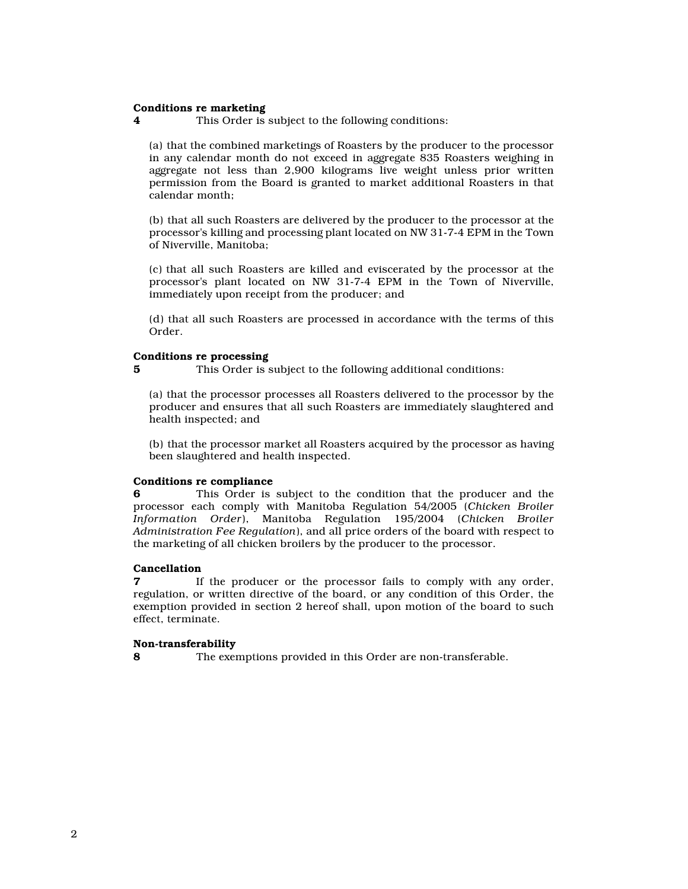**Conditions re marketing**

**4** This Order is subject to the following conditions:

(a) that the combined marketings of Roasters by the producer to the processor in any calendar month do not exceed in aggregate 835 Roasters weighing in aggregate not less than 2,900 kilograms live weight unless prior written permission from the Board is granted to market additional Roasters in that calendar month;

(b) that all such Roasters are delivered by the producer to the processor at the processor's killing and processing plant located on NW 31-7-4 EPM in the Town of Niverville, Manitoba;

(c) that all such Roasters are killed and eviscerated by the processor at the processor's plant located on NW 31-7-4 EPM in the Town of Niverville, immediately upon receipt from the producer; and

(d) that all such Roasters are processed in accordance with the terms of this Order.

**Conditions re processing**

**5** This Order is subject to the following additional conditions:

(a) that the processor processes all Roasters delivered to the processor by the producer and ensures that all such Roasters are immediately slaughtered and health inspected; and

(b) that the processor market all Roasters acquired by the processor as having been slaughtered and health inspected.

**Conditions re compliance**

**6** This Order is subject to the condition that the producer and the processor each comply with Manitoba Regulation 54/2005 (*Chicken Broiler Information Order*), Manitoba Regulation 195/2004 (*Chicken Broiler Administration Fee Regulation*), and all price orders of the board with respect to the marketing of all chicken broilers by the producer to the processor.

**Cancellation**

**7** If the producer or the processor fails to comply with any order, regulation, or written directive of the board, or any condition of this Order, the exemption provided in section 2 hereof shall, upon motion of the board to such effect, terminate.

**Non-transferability**

**8** The exemptions provided in this Order are non-transferable.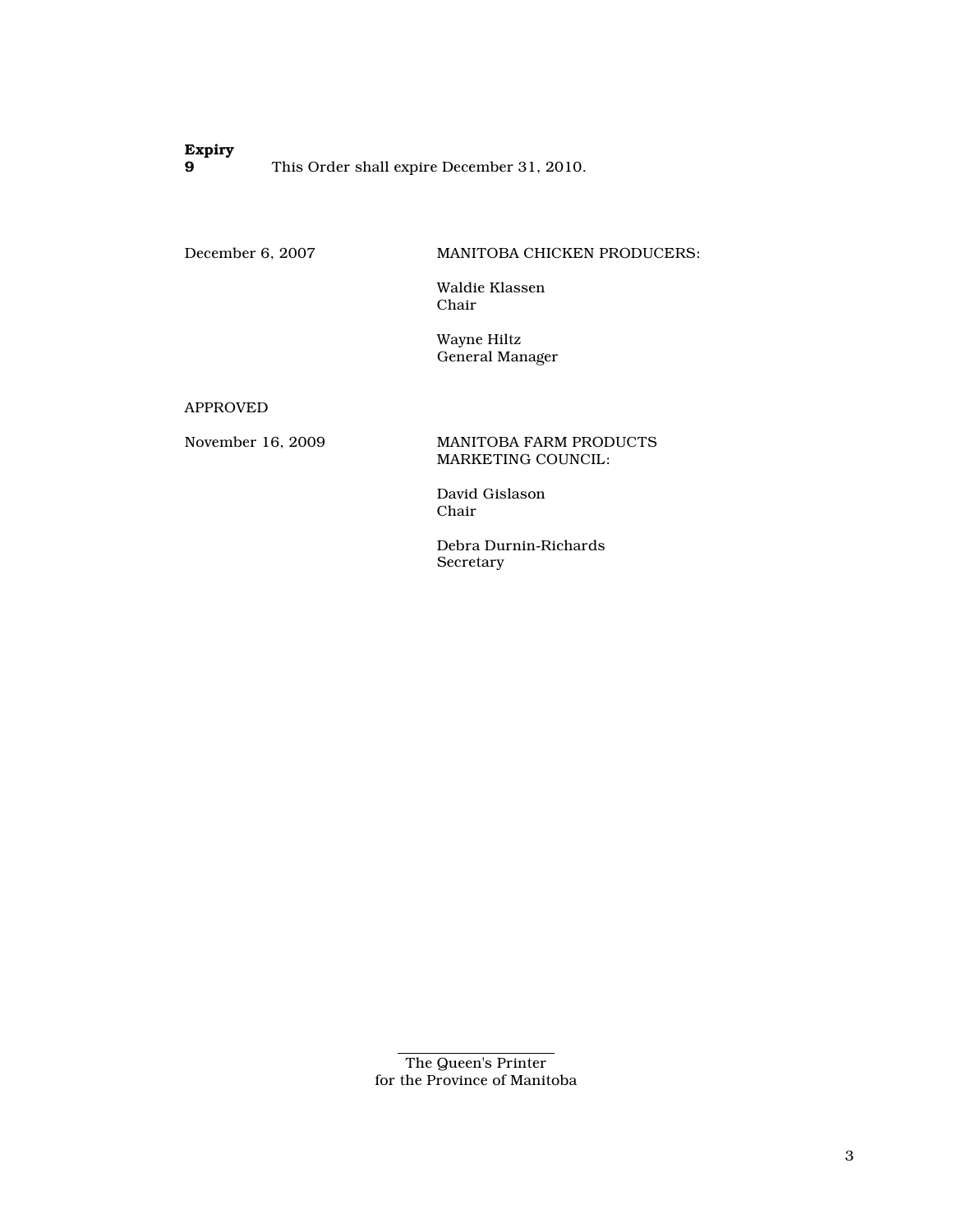**Expiry**
**9** This Order shall expire December 31, 2010.

| | |
|---|---|
| December 6, 2007 | MANITOBA CHICKEN PRODUCERS: |
| | Waldie Klassen<br>Chair |
| | Wayne Hiltz<br>General Manager |

APPROVED

| | |
|---|---|
| November 16, 2009 | MANITOBA FARM PRODUCTS MARKETING COUNCIL: |
| | David Gislason<br>Chair |
| | Debra Durnin-Richards<br>Secretary |

The Queen's Printer
for the Province of Manitoba